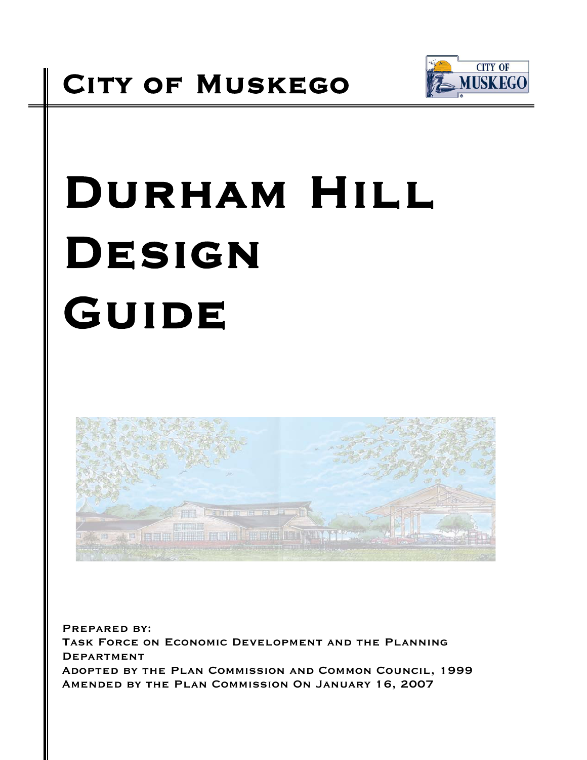# City of Muskego

# Durham Hill Design Guide

Prepared by:
Task Force on Economic Development and the Planning Department
Adopted by the Plan Commission and Common Council, 1999
Amended by the Plan Commission On January 16, 2007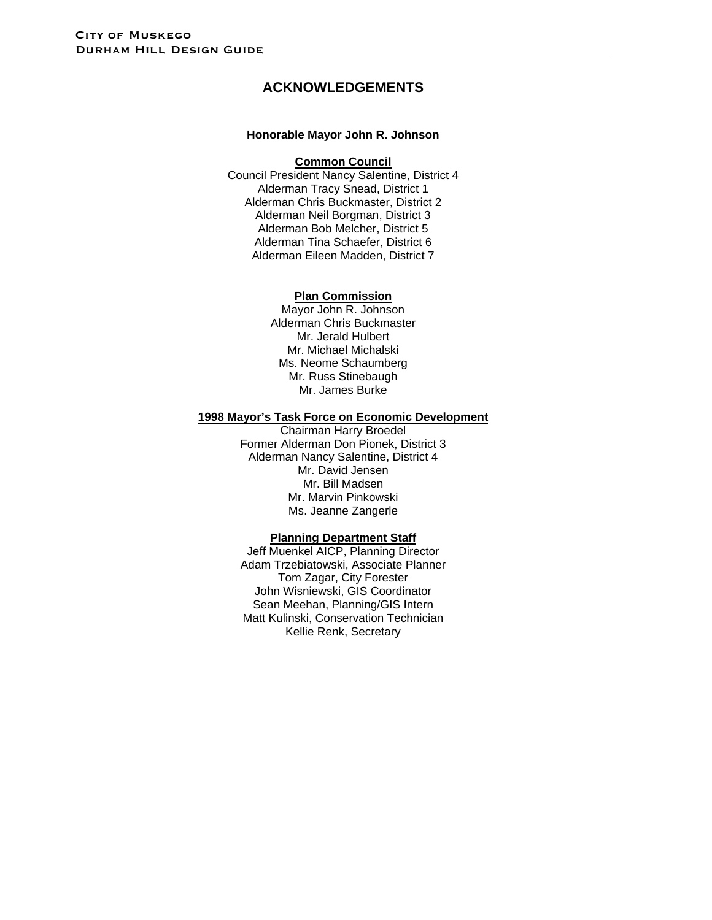# ACKNOWLEDGEMENTS

**Honorable Mayor John R. Johnson**

**Common Council**

Council President Nancy Salentine, District 4
Alderman Tracy Snead, District 1
Alderman Chris Buckmaster, District 2
Alderman Neil Borgman, District 3
Alderman Bob Melcher, District 5
Alderman Tina Schaefer, District 6
Alderman Eileen Madden, District 7

**Plan Commission**

Mayor John R. Johnson
Alderman Chris Buckmaster
Mr. Jerald Hulbert
Mr. Michael Michalski
Ms. Neome Schaumberg
Mr. Russ Stinebaugh
Mr. James Burke

**1998 Mayor's Task Force on Economic Development**

Chairman Harry Broedel
Former Alderman Don Pionek, District 3
Alderman Nancy Salentine, District 4
Mr. David Jensen
Mr. Bill Madsen
Mr. Marvin Pinkowski
Ms. Jeanne Zangerle

**Planning Department Staff**

Jeff Muenkel AICP, Planning Director
Adam Trzebiatowski, Associate Planner
Tom Zagar, City Forester
John Wisniewski, GIS Coordinator
Sean Meehan, Planning/GIS Intern
Matt Kulinski, Conservation Technician
Kellie Renk, Secretary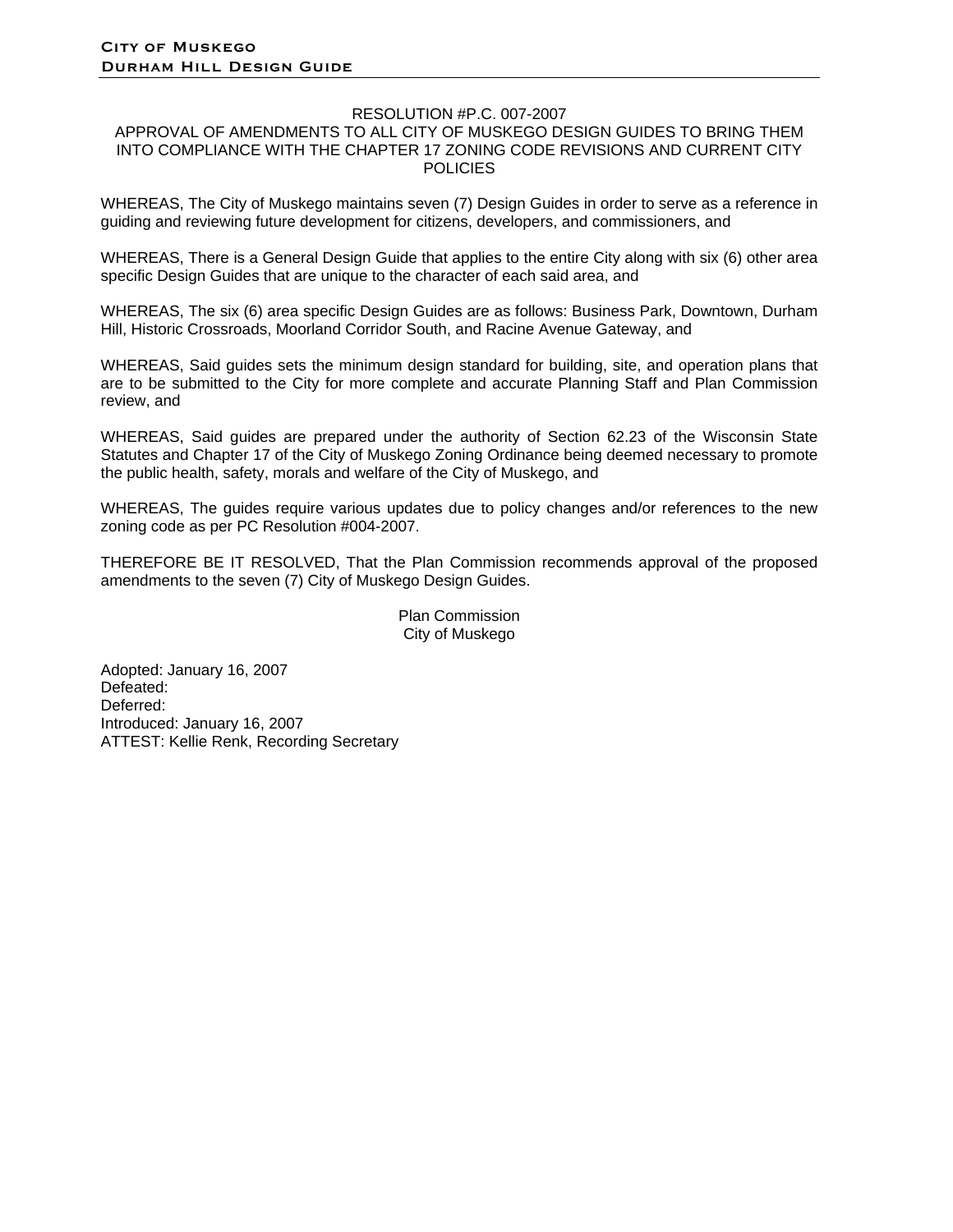RESOLUTION #P.C. 007-2007

APPROVAL OF AMENDMENTS TO ALL CITY OF MUSKEGO DESIGN GUIDES TO BRING THEM INTO COMPLIANCE WITH THE CHAPTER 17 ZONING CODE REVISIONS AND CURRENT CITY POLICIES

WHEREAS, The City of Muskego maintains seven (7) Design Guides in order to serve as a reference in guiding and reviewing future development for citizens, developers, and commissioners, and

WHEREAS, There is a General Design Guide that applies to the entire City along with six (6) other area specific Design Guides that are unique to the character of each said area, and

WHEREAS, The six (6) area specific Design Guides are as follows: Business Park, Downtown, Durham Hill, Historic Crossroads, Moorland Corridor South, and Racine Avenue Gateway, and

WHEREAS, Said guides sets the minimum design standard for building, site, and operation plans that are to be submitted to the City for more complete and accurate Planning Staff and Plan Commission review, and

WHEREAS, Said guides are prepared under the authority of Section 62.23 of the Wisconsin State Statutes and Chapter 17 of the City of Muskego Zoning Ordinance being deemed necessary to promote the public health, safety, morals and welfare of the City of Muskego, and

WHEREAS, The guides require various updates due to policy changes and/or references to the new zoning code as per PC Resolution #004-2007.

THEREFORE BE IT RESOLVED, That the Plan Commission recommends approval of the proposed amendments to the seven (7) City of Muskego Design Guides.

Plan Commission
City of Muskego

Adopted: January 16, 2007
Defeated:
Deferred:
Introduced: January 16, 2007
ATTEST: Kellie Renk, Recording Secretary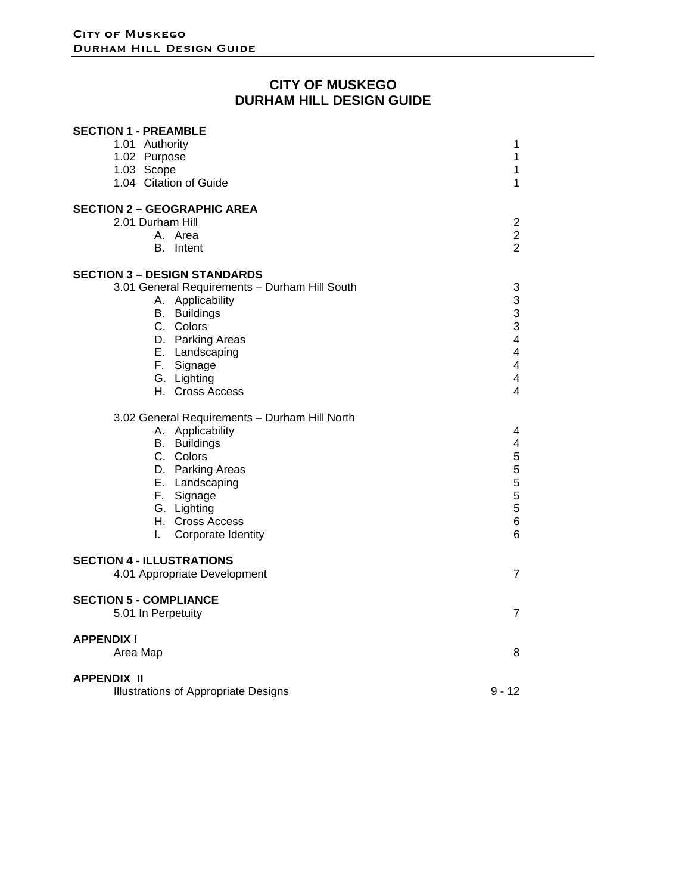# CITY OF MUSKEGO
# DURHAM HILL DESIGN GUIDE

| | |
|---|---|
| **SECTION 1 - PREAMBLE** | |
| 1.01 Authority | 1 |
| 1.02 Purpose | 1 |
| 1.03 Scope | 1 |
| 1.04 Citation of Guide | 1 |
| **SECTION 2 – GEOGRAPHIC AREA** | |
| 2.01 Durham Hill | 2 |
| A. Area | 2 |
| B. Intent | 2 |
| **SECTION 3 – DESIGN STANDARDS** | |
| 3.01 General Requirements – Durham Hill South | 3 |
| A. Applicability | 3 |
| B. Buildings | 3 |
| C. Colors | 3 |
| D. Parking Areas | 4 |
| E. Landscaping | 4 |
| F. Signage | 4 |
| G. Lighting | 4 |
| H. Cross Access | 4 |
| 3.02 General Requirements – Durham Hill North | |
| A. Applicability | 4 |
| B. Buildings | 4 |
| C. Colors | 5 |
| D. Parking Areas | 5 |
| E. Landscaping | 5 |
| F. Signage | 5 |
| G. Lighting | 5 |
| H. Cross Access | 6 |
| I. Corporate Identity | 6 |
| **SECTION 4 - ILLUSTRATIONS** | |
| 4.01 Appropriate Development | 7 |
| **SECTION 5 - COMPLIANCE** | |
| 5.01 In Perpetuity | 7 |
| **APPENDIX I** | |
| Area Map | 8 |
| **APPENDIX II** | |
| Illustrations of Appropriate Designs | 9 - 12 |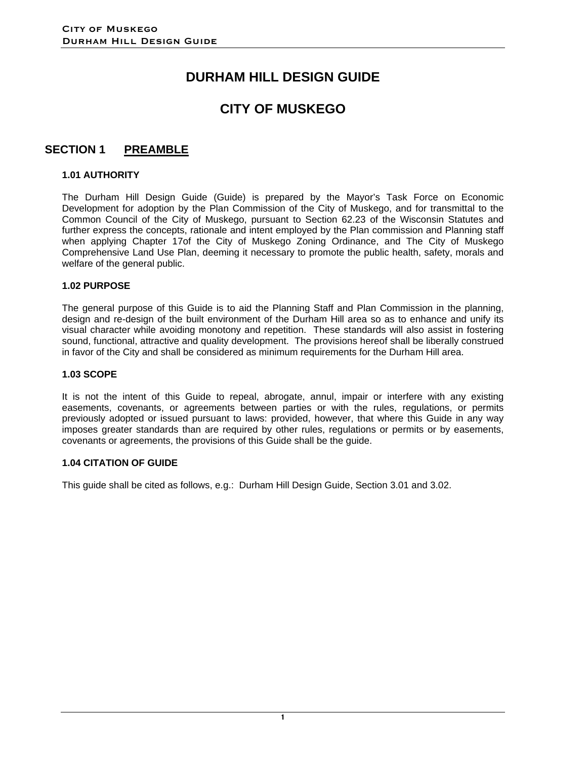# DURHAM HILL DESIGN GUIDE

# CITY OF MUSKEGO

## SECTION 1 PREAMBLE

### 1.01 AUTHORITY

The Durham Hill Design Guide (Guide) is prepared by the Mayor's Task Force on Economic Development for adoption by the Plan Commission of the City of Muskego, and for transmittal to the Common Council of the City of Muskego, pursuant to Section 62.23 of the Wisconsin Statutes and further express the concepts, rationale and intent employed by the Plan commission and Planning staff when applying Chapter 17of the City of Muskego Zoning Ordinance, and The City of Muskego Comprehensive Land Use Plan, deeming it necessary to promote the public health, safety, morals and welfare of the general public.

### 1.02 PURPOSE

The general purpose of this Guide is to aid the Planning Staff and Plan Commission in the planning, design and re-design of the built environment of the Durham Hill area so as to enhance and unify its visual character while avoiding monotony and repetition. These standards will also assist in fostering sound, functional, attractive and quality development. The provisions hereof shall be liberally construed in favor of the City and shall be considered as minimum requirements for the Durham Hill area.

### 1.03 SCOPE

It is not the intent of this Guide to repeal, abrogate, annul, impair or interfere with any existing easements, covenants, or agreements between parties or with the rules, regulations, or permits previously adopted or issued pursuant to laws: provided, however, that where this Guide in any way imposes greater standards than are required by other rules, regulations or permits or by easements, covenants or agreements, the provisions of this Guide shall be the guide.

### 1.04 CITATION OF GUIDE

This guide shall be cited as follows, e.g.: Durham Hill Design Guide, Section 3.01 and 3.02.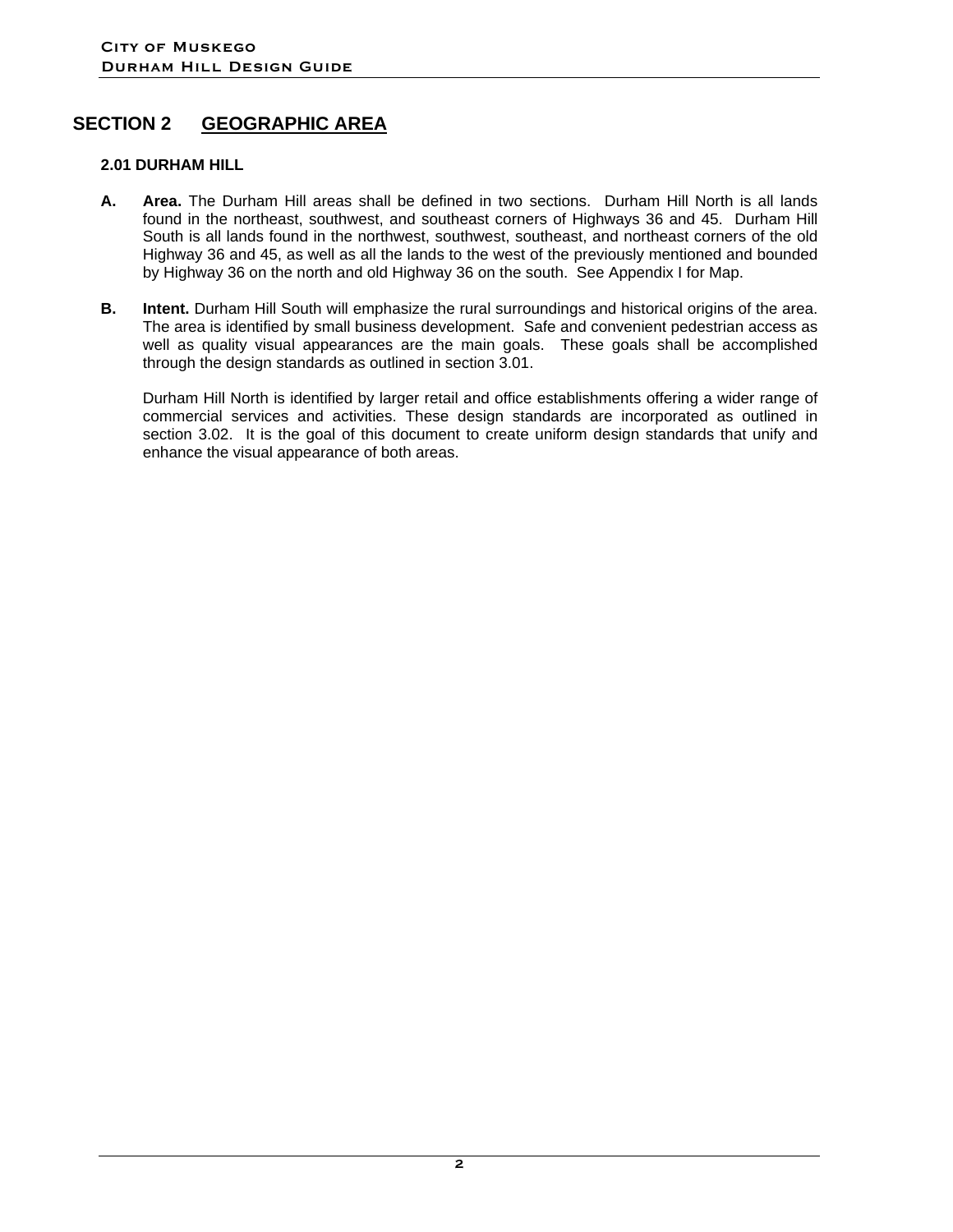# SECTION 2 GEOGRAPHIC AREA

### 2.01 DURHAM HILL

**A. Area.** The Durham Hill areas shall be defined in two sections. Durham Hill North is all lands found in the northeast, southwest, and southeast corners of Highways 36 and 45. Durham Hill South is all lands found in the northwest, southwest, southeast, and northeast corners of the old Highway 36 and 45, as well as all the lands to the west of the previously mentioned and bounded by Highway 36 on the north and old Highway 36 on the south. See Appendix I for Map.

**B. Intent.** Durham Hill South will emphasize the rural surroundings and historical origins of the area. The area is identified by small business development. Safe and convenient pedestrian access as well as quality visual appearances are the main goals. These goals shall be accomplished through the design standards as outlined in section 3.01.

Durham Hill North is identified by larger retail and office establishments offering a wider range of commercial services and activities. These design standards are incorporated as outlined in section 3.02. It is the goal of this document to create uniform design standards that unify and enhance the visual appearance of both areas.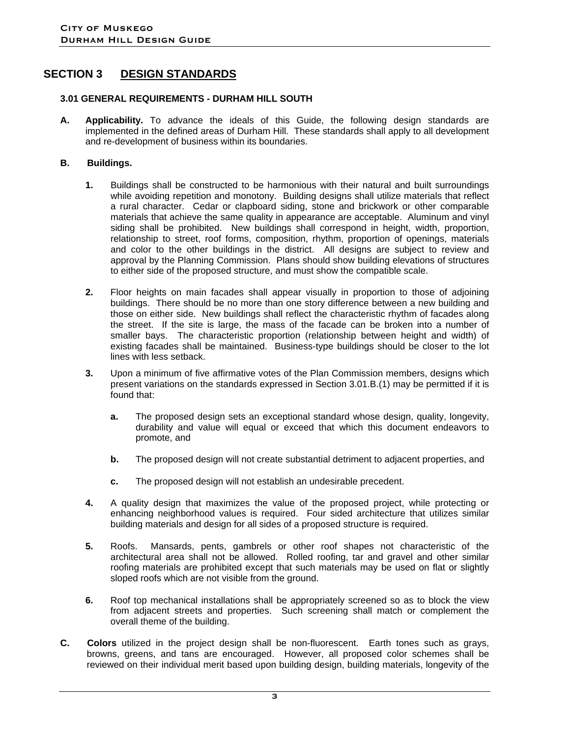# SECTION 3 DESIGN STANDARDS

### 3.01 GENERAL REQUIREMENTS - DURHAM HILL SOUTH

**A. Applicability.** To advance the ideals of this Guide, the following design standards are implemented in the defined areas of Durham Hill. These standards shall apply to all development and re-development of business within its boundaries.

**B. Buildings.**

**1.** Buildings shall be constructed to be harmonious with their natural and built surroundings while avoiding repetition and monotony. Building designs shall utilize materials that reflect a rural character. Cedar or clapboard siding, stone and brickwork or other comparable materials that achieve the same quality in appearance are acceptable. Aluminum and vinyl siding shall be prohibited. New buildings shall correspond in height, width, proportion, relationship to street, roof forms, composition, rhythm, proportion of openings, materials and color to the other buildings in the district. All designs are subject to review and approval by the Planning Commission. Plans should show building elevations of structures to either side of the proposed structure, and must show the compatible scale.

**2.** Floor heights on main facades shall appear visually in proportion to those of adjoining buildings. There should be no more than one story difference between a new building and those on either side. New buildings shall reflect the characteristic rhythm of facades along the street. If the site is large, the mass of the facade can be broken into a number of smaller bays. The characteristic proportion (relationship between height and width) of existing facades shall be maintained. Business-type buildings should be closer to the lot lines with less setback.

**3.** Upon a minimum of five affirmative votes of the Plan Commission members, designs which present variations on the standards expressed in Section 3.01.B.(1) may be permitted if it is found that:

**a.** The proposed design sets an exceptional standard whose design, quality, longevity, durability and value will equal or exceed that which this document endeavors to promote, and

**b.** The proposed design will not create substantial detriment to adjacent properties, and

**c.** The proposed design will not establish an undesirable precedent.

**4.** A quality design that maximizes the value of the proposed project, while protecting or enhancing neighborhood values is required. Four sided architecture that utilizes similar building materials and design for all sides of a proposed structure is required.

**5.** Roofs. Mansards, pents, gambrels or other roof shapes not characteristic of the architectural area shall not be allowed. Rolled roofing, tar and gravel and other similar roofing materials are prohibited except that such materials may be used on flat or slightly sloped roofs which are not visible from the ground.

**6.** Roof top mechanical installations shall be appropriately screened so as to block the view from adjacent streets and properties. Such screening shall match or complement the overall theme of the building.

**C. Colors** utilized in the project design shall be non-fluorescent. Earth tones such as grays, browns, greens, and tans are encouraged. However, all proposed color schemes shall be reviewed on their individual merit based upon building design, building materials, longevity of the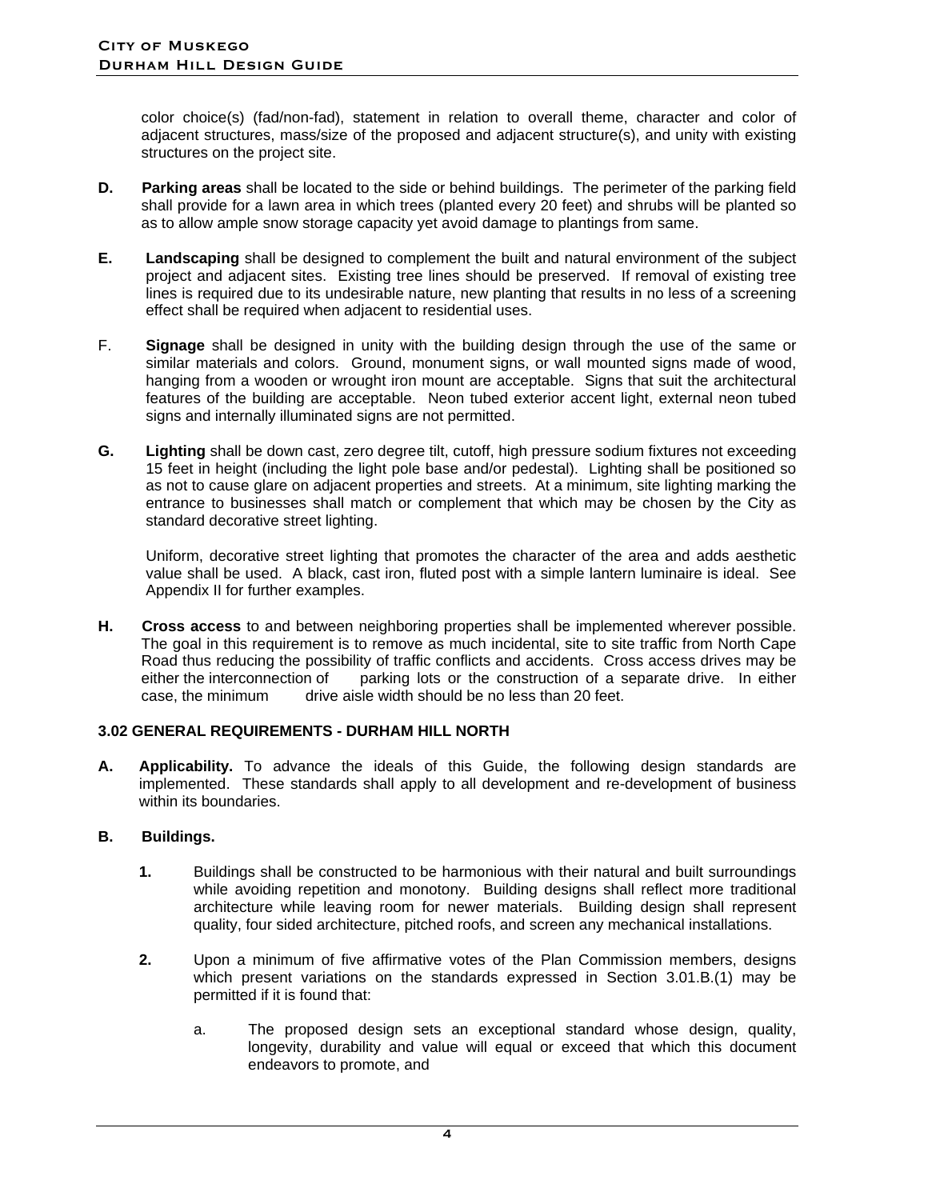color choice(s) (fad/non-fad), statement in relation to overall theme, character and color of adjacent structures, mass/size of the proposed and adjacent structure(s), and unity with existing structures on the project site.

**D.** **Parking areas** shall be located to the side or behind buildings. The perimeter of the parking field shall provide for a lawn area in which trees (planted every 20 feet) and shrubs will be planted so as to allow ample snow storage capacity yet avoid damage to plantings from same.

**E.** **Landscaping** shall be designed to complement the built and natural environment of the subject project and adjacent sites. Existing tree lines should be preserved. If removal of existing tree lines is required due to its undesirable nature, new planting that results in no less of a screening effect shall be required when adjacent to residential uses.

F. **Signage** shall be designed in unity with the building design through the use of the same or similar materials and colors. Ground, monument signs, or wall mounted signs made of wood, hanging from a wooden or wrought iron mount are acceptable. Signs that suit the architectural features of the building are acceptable. Neon tubed exterior accent light, external neon tubed signs and internally illuminated signs are not permitted.

**G.** **Lighting** shall be down cast, zero degree tilt, cutoff, high pressure sodium fixtures not exceeding 15 feet in height (including the light pole base and/or pedestal). Lighting shall be positioned so as not to cause glare on adjacent properties and streets. At a minimum, site lighting marking the entrance to businesses shall match or complement that which may be chosen by the City as standard decorative street lighting.

Uniform, decorative street lighting that promotes the character of the area and adds aesthetic value shall be used. A black, cast iron, fluted post with a simple lantern luminaire is ideal. See Appendix II for further examples.

**H.** **Cross access** to and between neighboring properties shall be implemented wherever possible. The goal in this requirement is to remove as much incidental, site to site traffic from North Cape Road thus reducing the possibility of traffic conflicts and accidents. Cross access drives may be either the interconnection of parking lots or the construction of a separate drive. In either case, the minimum drive aisle width should be no less than 20 feet.

### 3.02 GENERAL REQUIREMENTS - DURHAM HILL NORTH

**A.** **Applicability.** To advance the ideals of this Guide, the following design standards are implemented. These standards shall apply to all development and re-development of business within its boundaries.

**B.** **Buildings.**

**1.** Buildings shall be constructed to be harmonious with their natural and built surroundings while avoiding repetition and monotony. Building designs shall reflect more traditional architecture while leaving room for newer materials. Building design shall represent quality, four sided architecture, pitched roofs, and screen any mechanical installations.

**2.** Upon a minimum of five affirmative votes of the Plan Commission members, designs which present variations on the standards expressed in Section 3.01.B.(1) may be permitted if it is found that:

a. The proposed design sets an exceptional standard whose design, quality, longevity, durability and value will equal or exceed that which this document endeavors to promote, and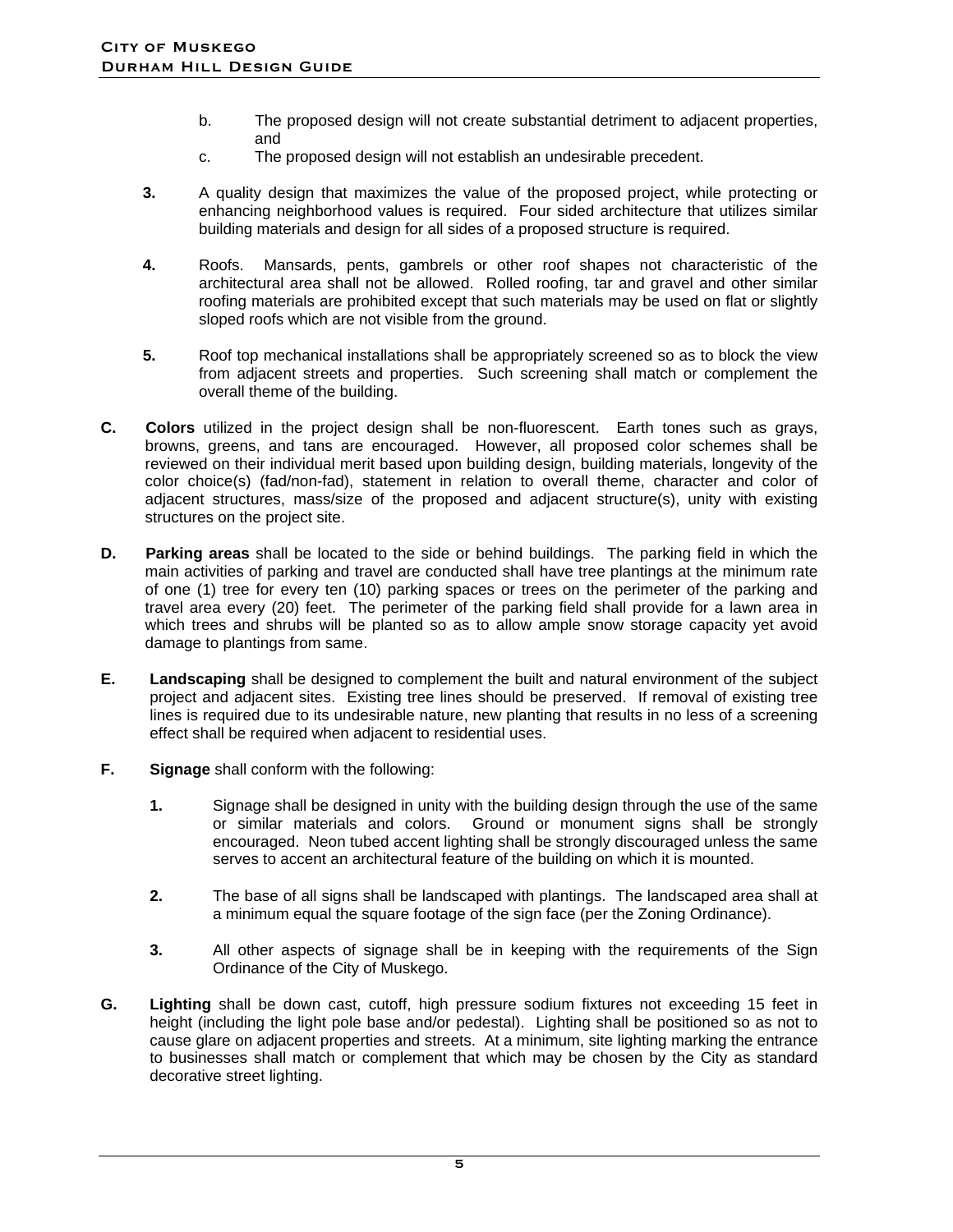b. The proposed design will not create substantial detriment to adjacent properties, and

c. The proposed design will not establish an undesirable precedent.

**3.** A quality design that maximizes the value of the proposed project, while protecting or enhancing neighborhood values is required. Four sided architecture that utilizes similar building materials and design for all sides of a proposed structure is required.

**4.** Roofs. Mansards, pents, gambrels or other roof shapes not characteristic of the architectural area shall not be allowed. Rolled roofing, tar and gravel and other similar roofing materials are prohibited except that such materials may be used on flat or slightly sloped roofs which are not visible from the ground.

**5.** Roof top mechanical installations shall be appropriately screened so as to block the view from adjacent streets and properties. Such screening shall match or complement the overall theme of the building.

**C. Colors** utilized in the project design shall be non-fluorescent. Earth tones such as grays, browns, greens, and tans are encouraged. However, all proposed color schemes shall be reviewed on their individual merit based upon building design, building materials, longevity of the color choice(s) (fad/non-fad), statement in relation to overall theme, character and color of adjacent structures, mass/size of the proposed and adjacent structure(s), unity with existing structures on the project site.

**D. Parking areas** shall be located to the side or behind buildings. The parking field in which the main activities of parking and travel are conducted shall have tree plantings at the minimum rate of one (1) tree for every ten (10) parking spaces or trees on the perimeter of the parking and travel area every (20) feet. The perimeter of the parking field shall provide for a lawn area in which trees and shrubs will be planted so as to allow ample snow storage capacity yet avoid damage to plantings from same.

**E. Landscaping** shall be designed to complement the built and natural environment of the subject project and adjacent sites. Existing tree lines should be preserved. If removal of existing tree lines is required due to its undesirable nature, new planting that results in no less of a screening effect shall be required when adjacent to residential uses.

**F. Signage** shall conform with the following:

**1.** Signage shall be designed in unity with the building design through the use of the same or similar materials and colors. Ground or monument signs shall be strongly encouraged. Neon tubed accent lighting shall be strongly discouraged unless the same serves to accent an architectural feature of the building on which it is mounted.

**2.** The base of all signs shall be landscaped with plantings. The landscaped area shall at a minimum equal the square footage of the sign face (per the Zoning Ordinance).

**3.** All other aspects of signage shall be in keeping with the requirements of the Sign Ordinance of the City of Muskego.

**G. Lighting** shall be down cast, cutoff, high pressure sodium fixtures not exceeding 15 feet in height (including the light pole base and/or pedestal). Lighting shall be positioned so as not to cause glare on adjacent properties and streets. At a minimum, site lighting marking the entrance to businesses shall match or complement that which may be chosen by the City as standard decorative street lighting.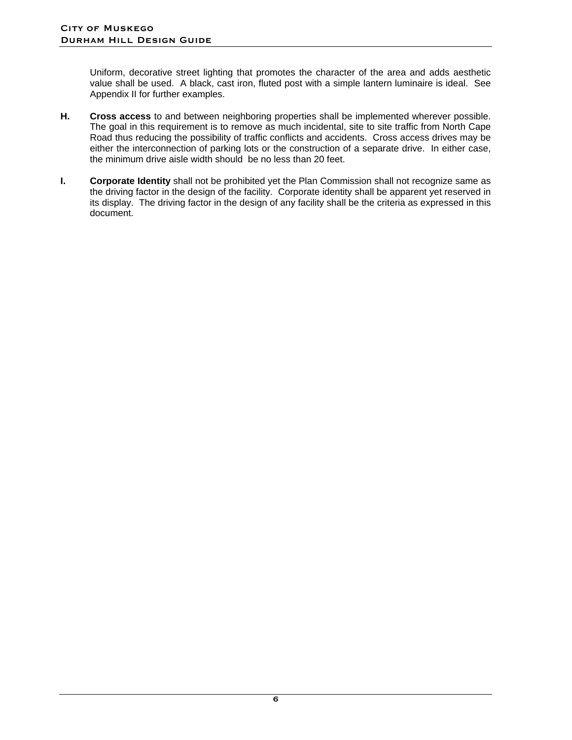Uniform, decorative street lighting that promotes the character of the area and adds aesthetic value shall be used. A black, cast iron, fluted post with a simple lantern luminaire is ideal. See Appendix II for further examples.

**H.** **Cross access** to and between neighboring properties shall be implemented wherever possible. The goal in this requirement is to remove as much incidental, site to site traffic from North Cape Road thus reducing the possibility of traffic conflicts and accidents. Cross access drives may be either the interconnection of parking lots or the construction of a separate drive. In either case, the minimum drive aisle width should be no less than 20 feet.

**I.** **Corporate Identity** shall not be prohibited yet the Plan Commission shall not recognize same as the driving factor in the design of the facility. Corporate identity shall be apparent yet reserved in its display. The driving factor in the design of any facility shall be the criteria as expressed in this document.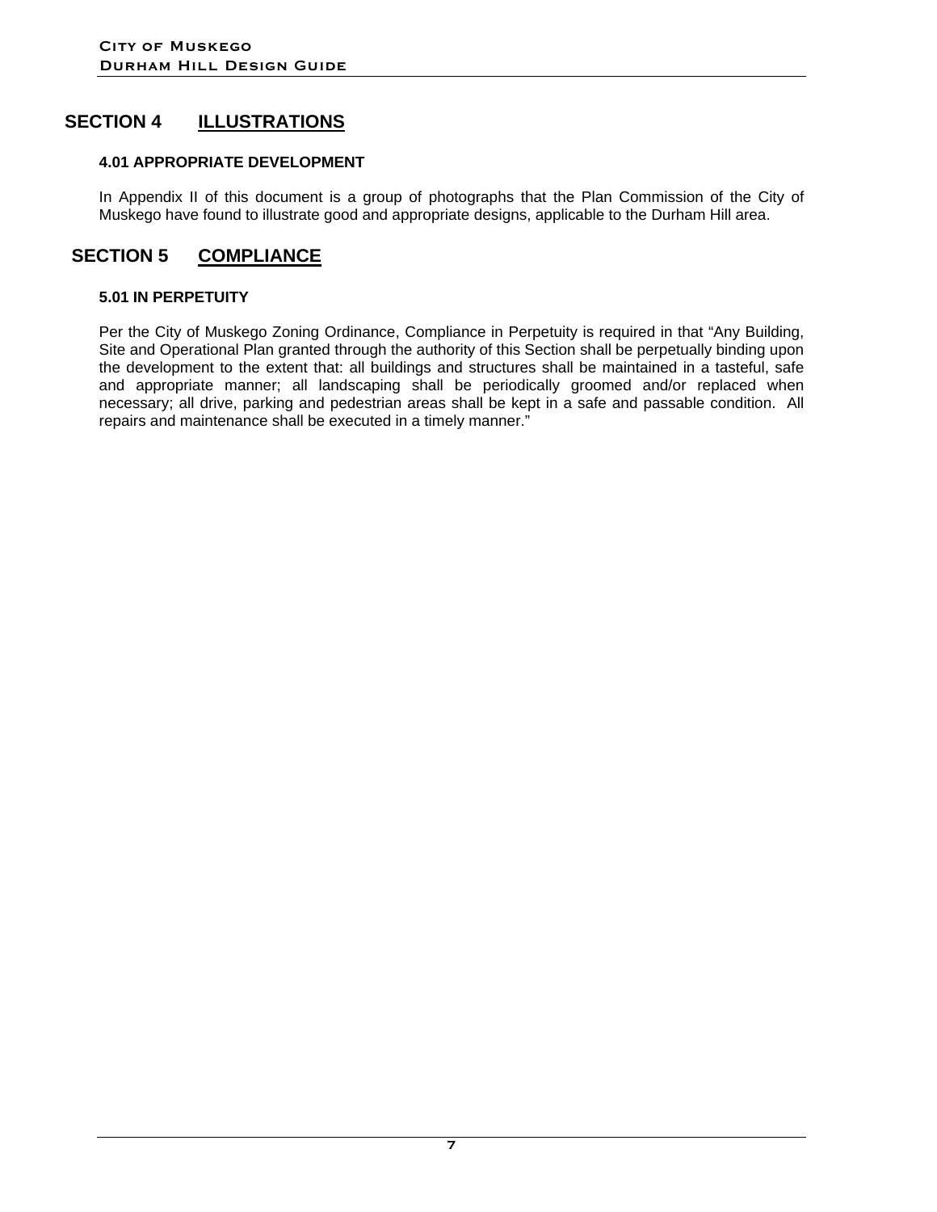## SECTION 4 ILLUSTRATIONS

### 4.01 APPROPRIATE DEVELOPMENT

In Appendix II of this document is a group of photographs that the Plan Commission of the City of Muskego have found to illustrate good and appropriate designs, applicable to the Durham Hill area.

## SECTION 5 COMPLIANCE

### 5.01 IN PERPETUITY

Per the City of Muskego Zoning Ordinance, Compliance in Perpetuity is required in that "Any Building, Site and Operational Plan granted through the authority of this Section shall be perpetually binding upon the development to the extent that: all buildings and structures shall be maintained in a tasteful, safe and appropriate manner; all landscaping shall be periodically groomed and/or replaced when necessary; all drive, parking and pedestrian areas shall be kept in a safe and passable condition. All repairs and maintenance shall be executed in a timely manner."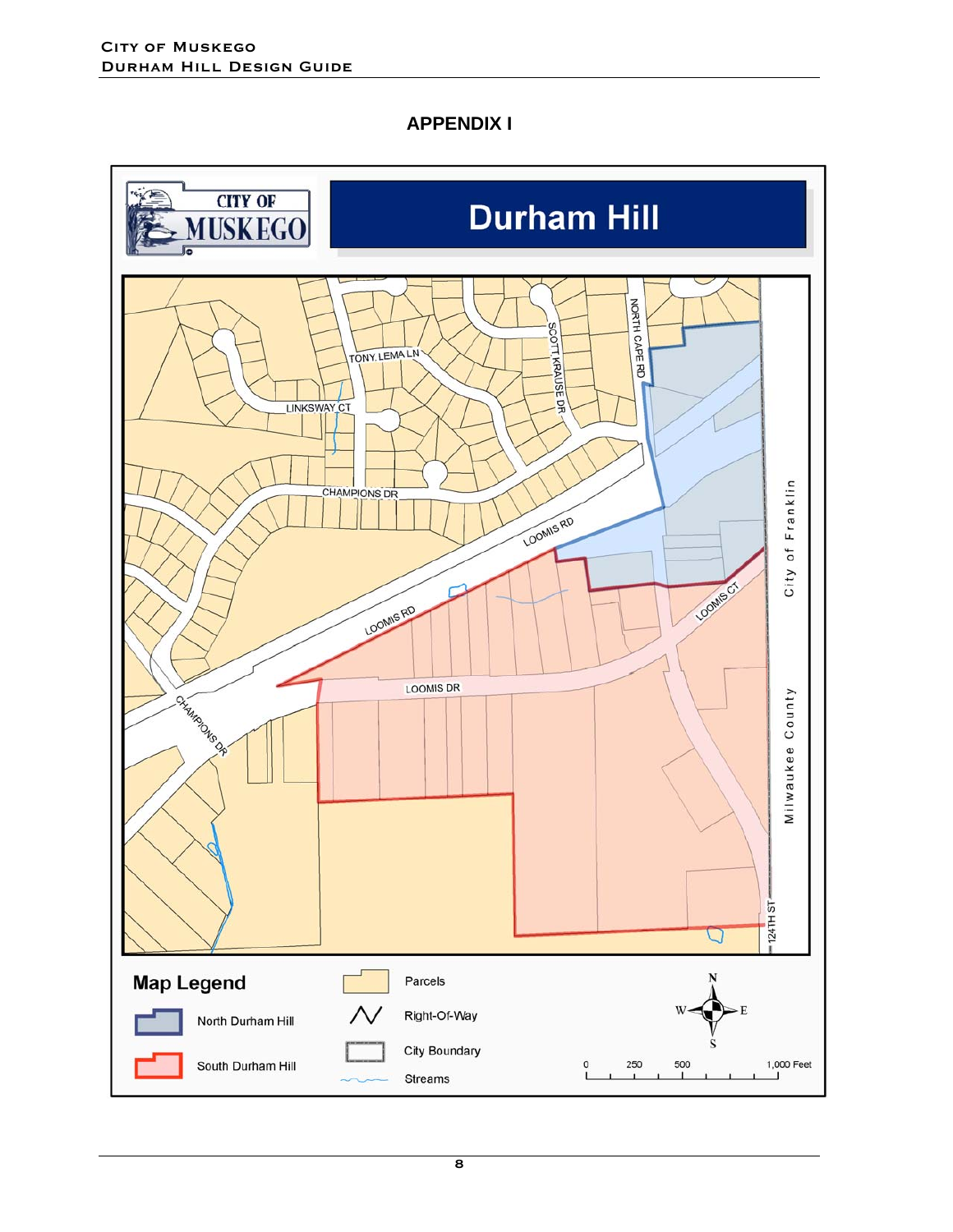## APPENDIX I

CITY OF MUSKEGO

# Durham Hill

TONY LEMA LN

SCOTT KRAUSE DR

NORTH CAPE RD

LINKSWAY CT

CHAMPIONS DR

LOOMIS RD

LOOMIS RD

LOOMIS CT

LOOMIS DR

CHAMPIONS DR

124TH ST

City of Franklin

Milwaukee County

**Map Legend**

- North Durham Hill
- South Durham Hill
- Parcels
- Right-Of-Way
- City Boundary
- Streams

N S E W

0 250 500 1,000 Feet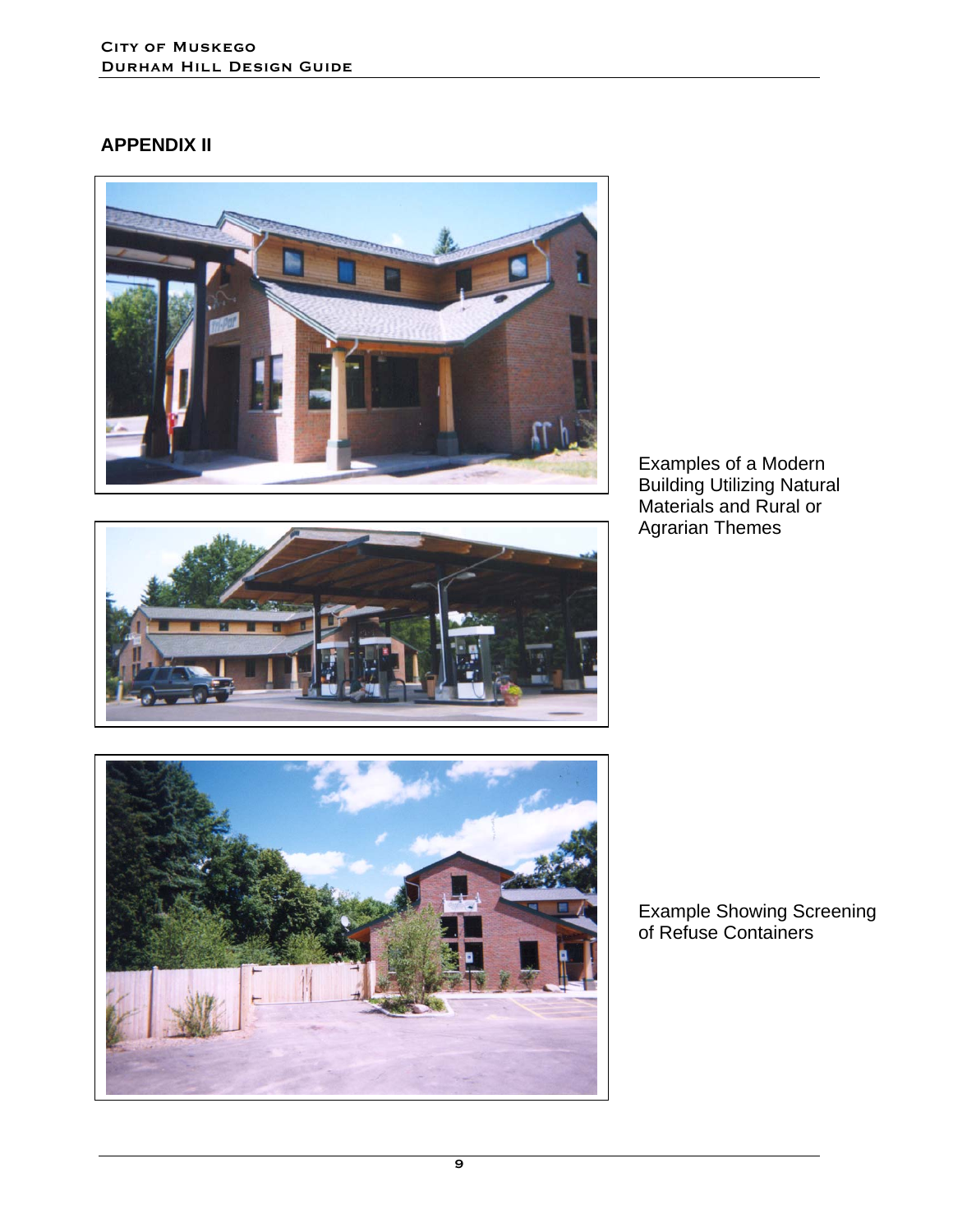## APPENDIX II

Examples of a Modern Building Utilizing Natural Materials and Rural or Agrarian Themes

Example Showing Screening of Refuse Containers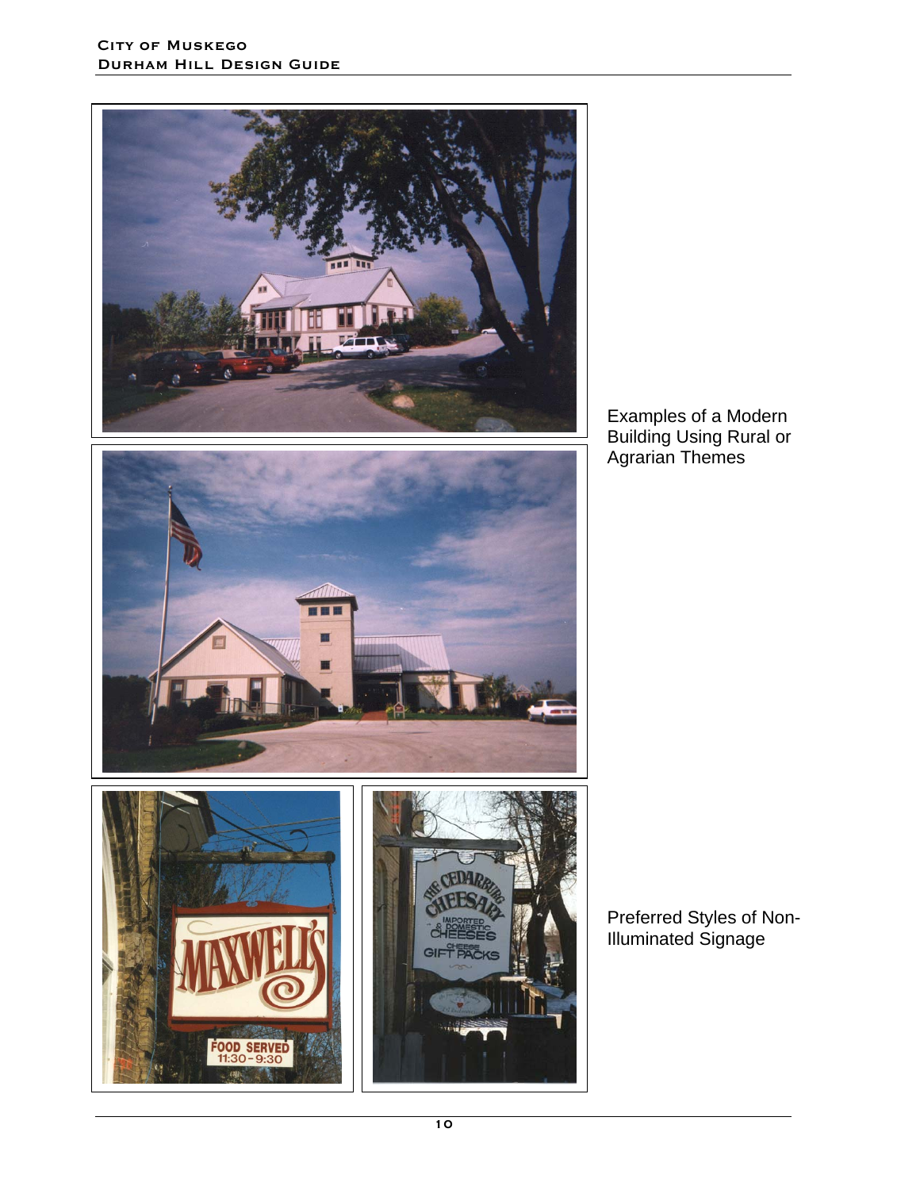Examples of a Modern Building Using Rural or Agrarian Themes

Preferred Styles of Non-Illuminated Signage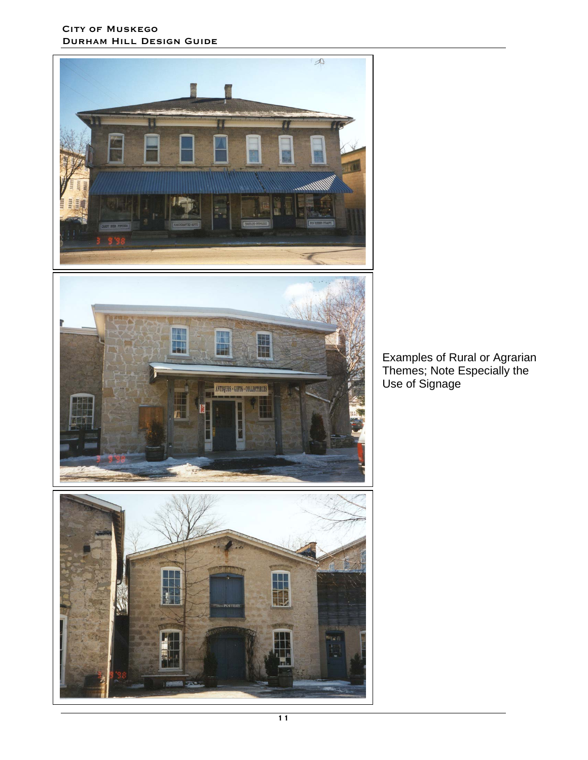Examples of Rural or Agrarian Themes; Note Especially the Use of Signage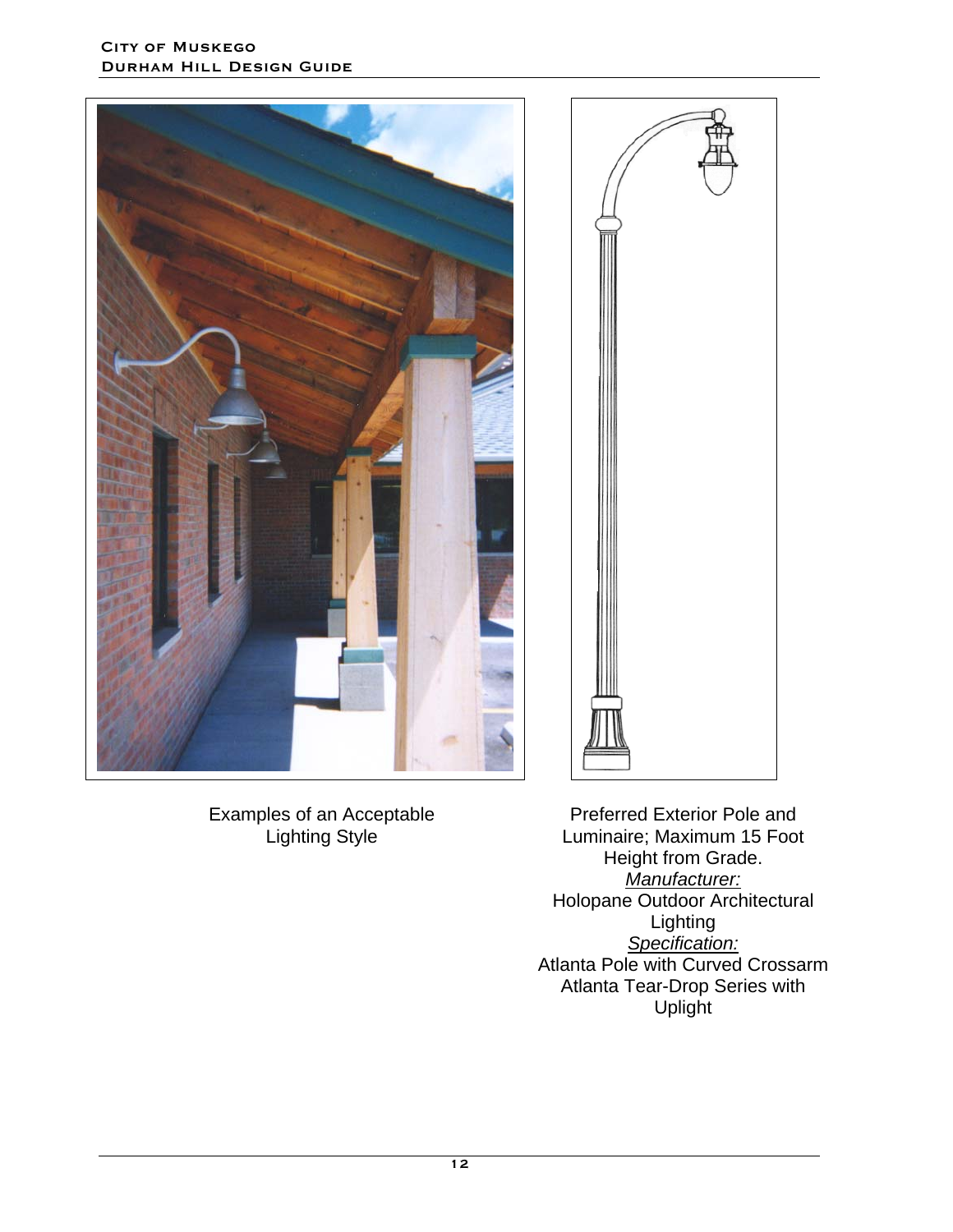Examples of an Acceptable Lighting Style

Preferred Exterior Pole and Luminaire; Maximum 15 Foot Height from Grade.

*Manufacturer:*

Holopane Outdoor Architectural Lighting

*Specification:*

Atlanta Pole with Curved Crossarm
Atlanta Tear-Drop Series with Uplight